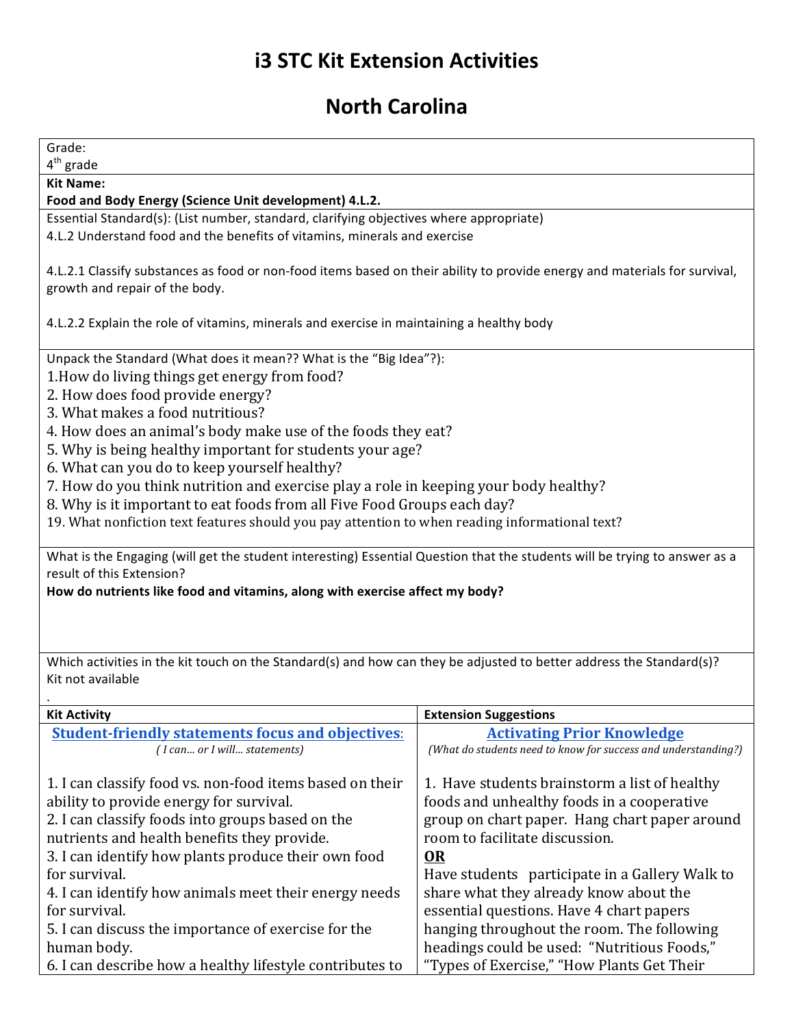# i3 STC Kit Extension Activities

# North Carolina

Grade:
4th grade

**Kit Name:**
**Food and Body Energy (Science Unit development) 4.L.2.**

Essential Standard(s): (List number, standard, clarifying objectives where appropriate)
4.L.2 Understand food and the benefits of vitamins, minerals and exercise

4.L.2.1 Classify substances as food or non-food items based on their ability to provide energy and materials for survival, growth and repair of the body.

4.L.2.2 Explain the role of vitamins, minerals and exercise in maintaining a healthy body

Unpack the Standard (What does it mean?? What is the "Big Idea"?):
1.How do living things get energy from food?
2. How does food provide energy?
3. What makes a food nutritious?
4. How does an animal's body make use of the foods they eat?
5. Why is being healthy important for students your age?
6. What can you do to keep yourself healthy?
7. How do you think nutrition and exercise play a role in keeping your body healthy?
8. Why is it important to eat foods from all Five Food Groups each day?
19. What nonfiction text features should you pay attention to when reading informational text?

What is the Engaging (will get the student interesting) Essential Question that the students will be trying to answer as a result of this Extension?
**How do nutrients like food and vitamins, along with exercise affect my body?**

Which activities in the kit touch on the Standard(s) and how can they be adjusted to better address the Standard(s)?
Kit not available
.

| Kit Activity | Extension Suggestions |
|---|---|
| **Student-friendly statements focus and objectives:**<br>*( I can... or I will... statements)*<br><br>1. I can classify food vs. non-food items based on their ability to provide energy for survival.<br>2. I can classify foods into groups based on the nutrients and health benefits they provide.<br>3. I can identify how plants produce their own food for survival.<br>4. I can identify how animals meet their energy needs for survival.<br>5. I can discuss the importance of exercise for the human body.<br>6. I can describe how a healthy lifestyle contributes to | **Activating Prior Knowledge**<br>*(What do students need to know for success and understanding?)*<br><br>1. Have students brainstorm a list of healthy foods and unhealthy foods in a cooperative group on chart paper. Hang chart paper around room to facilitate discussion.<br>**OR**<br>Have students participate in a Gallery Walk to share what they already know about the essential questions. Have 4 chart papers hanging throughout the room. The following headings could be used: "Nutritious Foods," "Types of Exercise," "How Plants Get Their |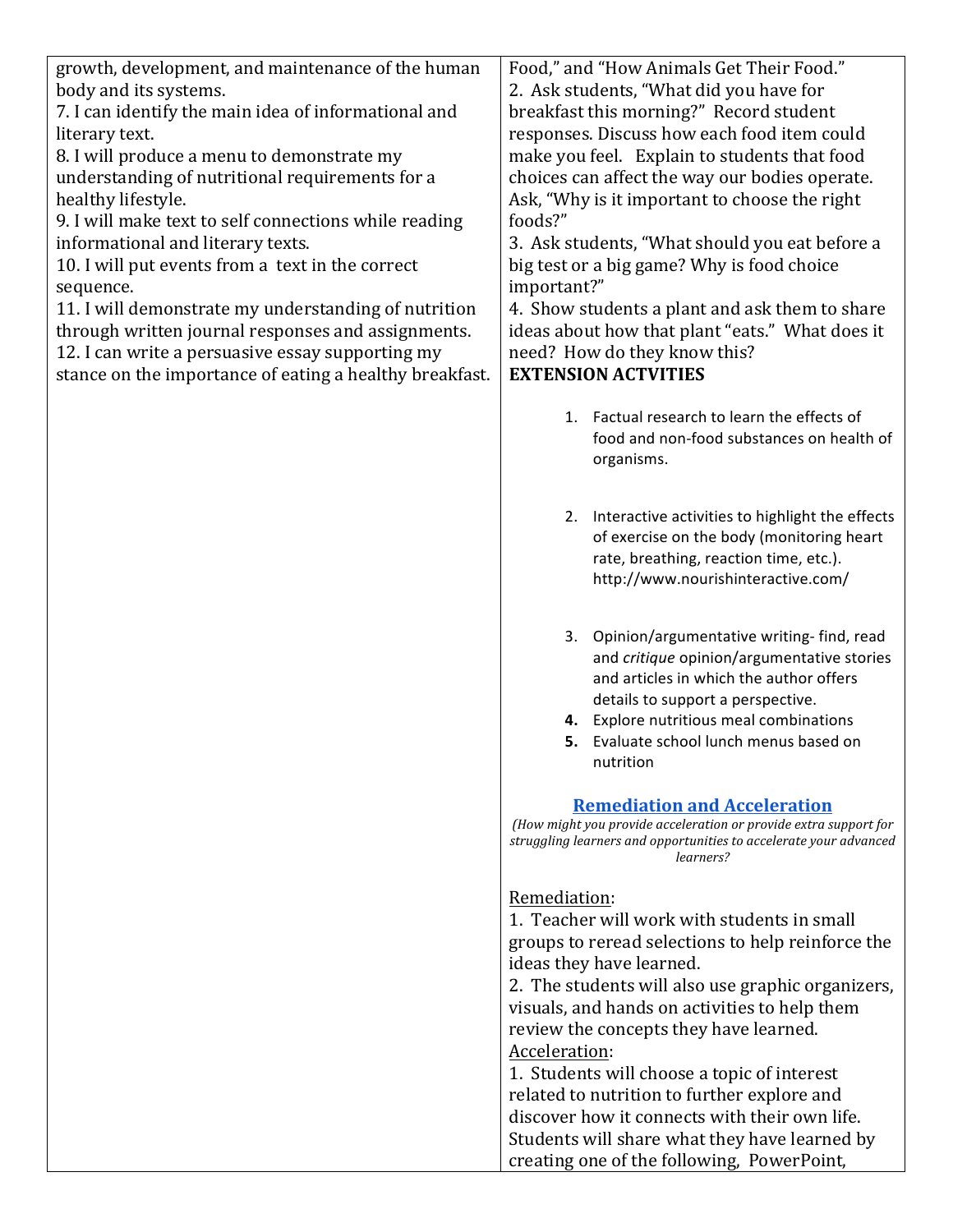growth, development, and maintenance of the human body and its systems.
7. I can identify the main idea of informational and literary text.
8. I will produce a menu to demonstrate my understanding of nutritional requirements for a healthy lifestyle.
9. I will make text to self connections while reading informational and literary texts.
10. I will put events from a text in the correct sequence.
11. I will demonstrate my understanding of nutrition through written journal responses and assignments.
12. I can write a persuasive essay supporting my stance on the importance of eating a healthy breakfast.

Food," and "How Animals Get Their Food."
2. Ask students, "What did you have for breakfast this morning?" Record student responses. Discuss how each food item could make you feel. Explain to students that food choices can affect the way our bodies operate. Ask, "Why is it important to choose the right foods?"
3. Ask students, "What should you eat before a big test or a big game? Why is food choice important?"
4. Show students a plant and ask them to share ideas about how that plant "eats." What does it need? How do they know this?

**EXTENSION ACTVITIES**

1. Factual research to learn the effects of food and non-food substances on health of organisms.
2. Interactive activities to highlight the effects of exercise on the body (monitoring heart rate, breathing, reaction time, etc.). http://www.nourishinteractive.com/
3. Opinion/argumentative writing- find, read and *critique* opinion/argumentative stories and articles in which the author offers details to support a perspective.
4. Explore nutritious meal combinations
5. Evaluate school lunch menus based on nutrition

**Remediation and Acceleration**

*(How might you provide acceleration or provide extra support for struggling learners and opportunities to accelerate your advanced learners?*

Remediation:
1. Teacher will work with students in small groups to reread selections to help reinforce the ideas they have learned.
2. The students will also use graphic organizers, visuals, and hands on activities to help them review the concepts they have learned.

Acceleration:
1. Students will choose a topic of interest related to nutrition to further explore and discover how it connects with their own life. Students will share what they have learned by creating one of the following, PowerPoint,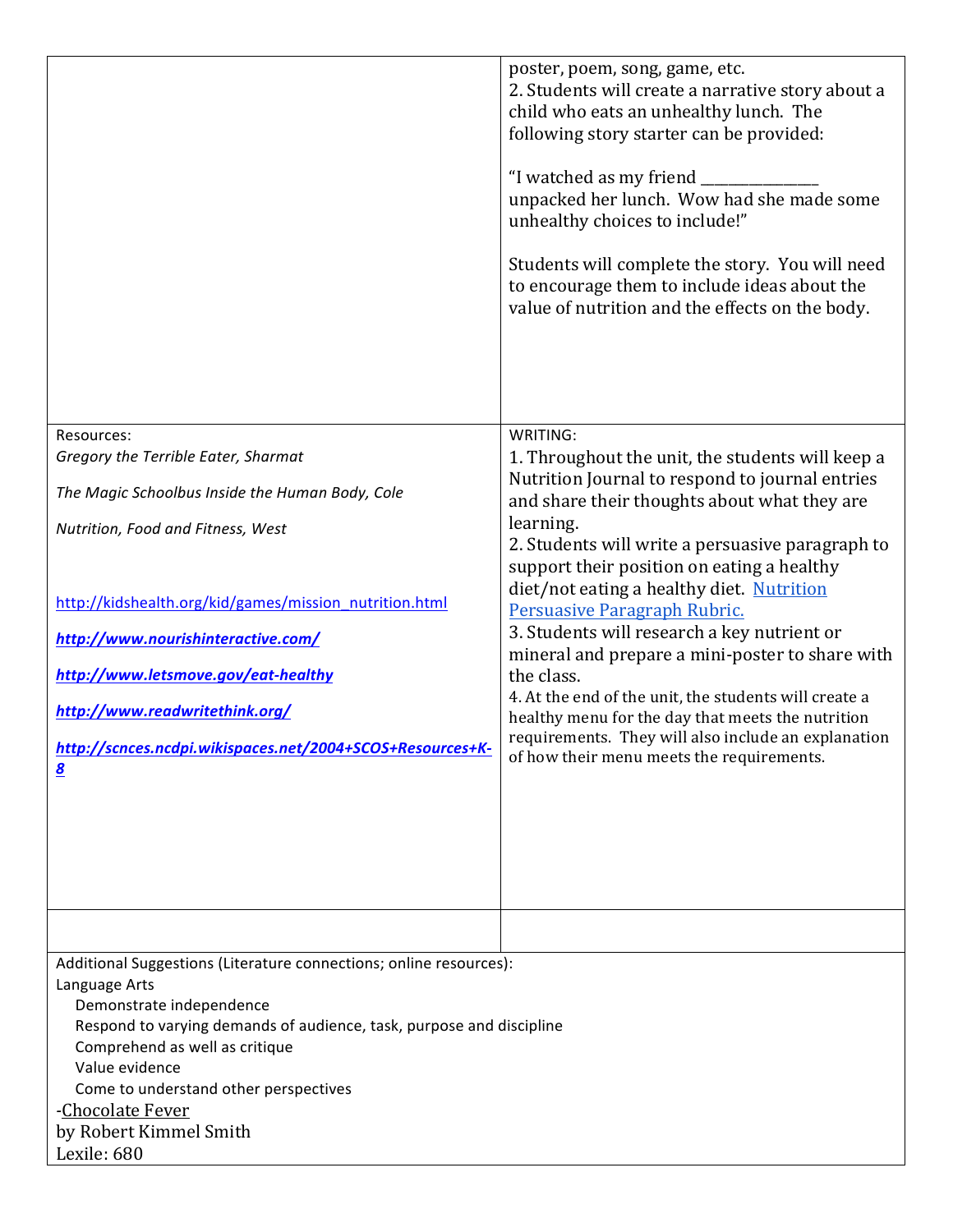| | |
|---|---|
| | poster, poem, song, game, etc.<br>2. Students will create a narrative story about a child who eats an unhealthy lunch. The following story starter can be provided:<br><br>"I watched as my friend _______________ unpacked her lunch. Wow had she made some unhealthy choices to include!"<br><br>Students will complete the story. You will need to encourage them to include ideas about the value of nutrition and the effects on the body. |
| Resources:<br>*Gregory the Terrible Eater, Sharmat*<br><br>*The Magic Schoolbus Inside the Human Body, Cole*<br><br>*Nutrition, Food and Fitness, West*<br><br>[http://kidshealth.org/kid/games/mission_nutrition.html](http://kidshealth.org/kid/games/mission_nutrition.html)<br><br>***[http://www.nourishinteractive.com/](http://www.nourishinteractive.com/)***<br><br>***[http://www.letsmove.gov/eat-healthy](http://www.letsmove.gov/eat-healthy)***<br><br>***[http://www.readwritethink.org/](http://www.readwritethink.org/)***<br><br>***[http://scnces.ncdpi.wikispaces.net/2004+SCOS+Resources+K-8](http://scnces.ncdpi.wikispaces.net/2004+SCOS+Resources+K-8)*** | WRITING:<br>1. Throughout the unit, the students will keep a Nutrition Journal to respond to journal entries and share their thoughts about what they are learning.<br>2. Students will write a persuasive paragraph to support their position on eating a healthy diet/not eating a healthy diet. [Nutrition Persuasive Paragraph Rubric.]()<br>3. Students will research a key nutrient or mineral and prepare a mini-poster to share with the class.<br>4. At the end of the unit, the students will create a healthy menu for the day that meets the nutrition requirements. They will also include an explanation of how their menu meets the requirements. |
| | |

Additional Suggestions (Literature connections; online resources):

Language Arts

- Demonstrate independence
- Respond to varying demands of audience, task, purpose and discipline
- Comprehend as well as critique
- Value evidence
- Come to understand other perspectives

-<u>Chocolate Fever</u>
by Robert Kimmel Smith
Lexile: 680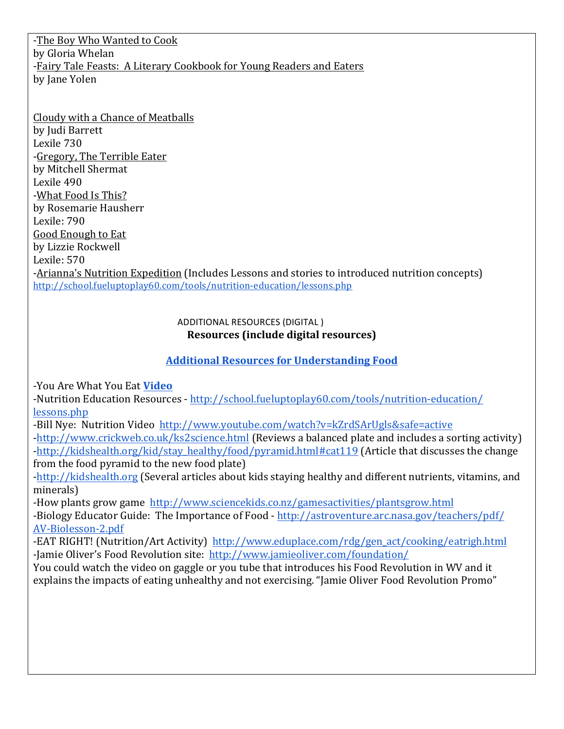-The Boy Who Wanted to Cook
by Gloria Whelan
-Fairy Tale Feasts: A Literary Cookbook for Young Readers and Eaters
by Jane Yolen

Cloudy with a Chance of Meatballs
by Judi Barrett
Lexile 730
-Gregory, The Terrible Eater
by Mitchell Shermat
Lexile 490
-What Food Is This?
by Rosemarie Hausherr
Lexile: 790
Good Enough to Eat
by Lizzie Rockwell
Lexile: 570
-Arianna's Nutrition Expedition (Includes Lessons and stories to introduced nutrition concepts)
http://school.fueluptoplay60.com/tools/nutrition-education/lessons.php

ADDITIONAL RESOURCES (DIGITAL )

**Resources (include digital resources)**

**Additional Resources for Understanding Food**

-You Are What You Eat **Video**
-Nutrition Education Resources - http://school.fueluptoplay60.com/tools/nutrition-education/lessons.php
-Bill Nye: Nutrition Video http://www.youtube.com/watch?v=kZrdSArUgls&safe=active
-http://www.crickweb.co.uk/ks2science.html (Reviews a balanced plate and includes a sorting activity)
-http://kidshealth.org/kid/stay_healthy/food/pyramid.html#cat119 (Article that discusses the change from the food pyramid to the new food plate)
-http://kidshealth.org (Several articles about kids staying healthy and different nutrients, vitamins, and minerals)
-How plants grow game http://www.sciencekids.co.nz/gamesactivities/plantsgrow.html
-Biology Educator Guide: The Importance of Food - http://astroventure.arc.nasa.gov/teachers/pdf/AV-Biolesson-2.pdf
-EAT RIGHT! (Nutrition/Art Activity) http://www.eduplace.com/rdg/gen_act/cooking/eatrigh.html
-Jamie Oliver's Food Revolution site: http://www.jamieoliver.com/foundation/
You could watch the video on gaggle or you tube that introduces his Food Revolution in WV and it explains the impacts of eating unhealthy and not exercising. "Jamie Oliver Food Revolution Promo"